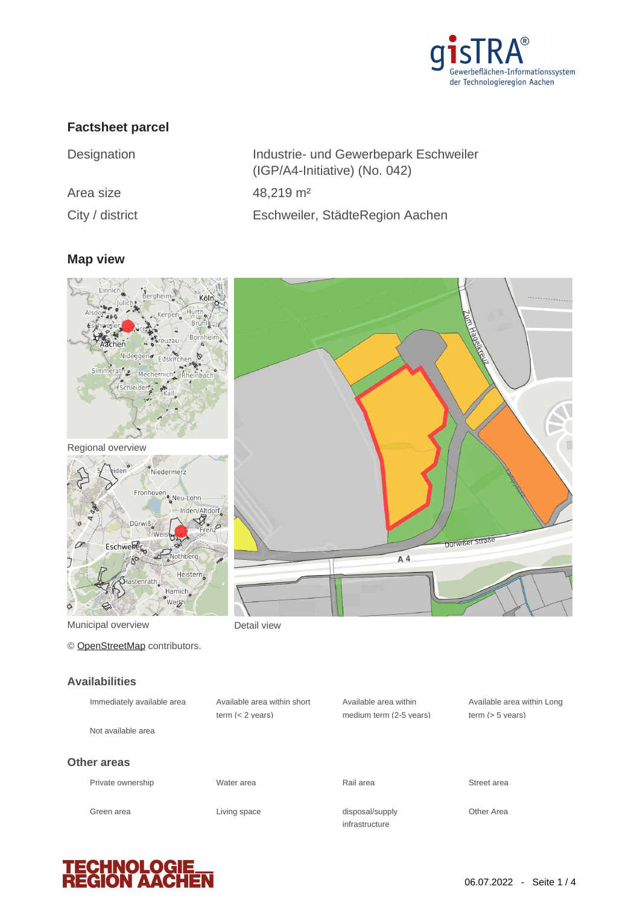## Factsheet parcel

| | |
|---|---|
| Designation | Industrie- und Gewerbepark Eschweiler (IGP/A4-Initiative) (No. 042) |
| Area size | 48,219 m² |
| City / district | Eschweiler, StädteRegion Aachen |

## Map view

Regional overview

Municipal overview

Detail view

© OpenStreetMap contributors.

### Availabilities

- Immediately available area
- Available area within short term (< 2 years)
- Available area within medium term (2-5 years)
- Available area within Long term (> 5 years)
- Not available area

### Other areas

- Private ownership
- Water area
- Rail area
- Street area
- Green area
- Living space
- disposal/supply infrastructure
- Other Area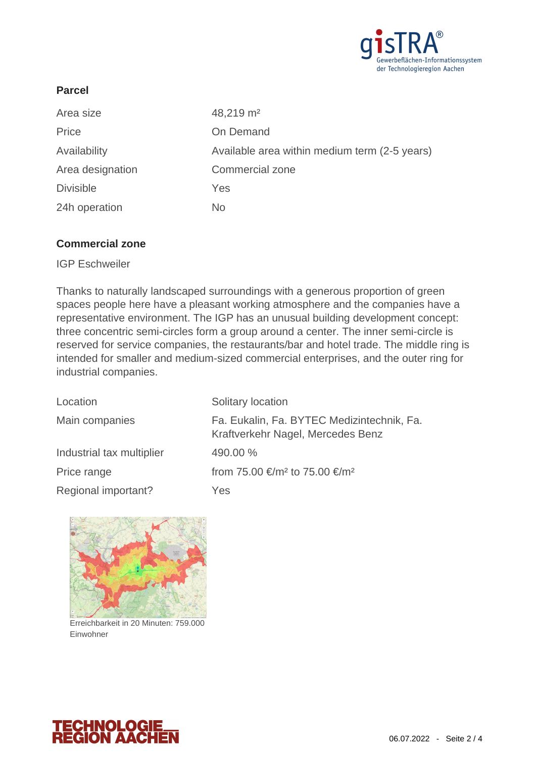## Parcel

| | |
|---|---|
| Area size | 48,219 m² |
| Price | On Demand |
| Availability | Available area within medium term (2-5 years) |
| Area designation | Commercial zone |
| Divisible | Yes |
| 24h operation | No |

## Commercial zone

IGP Eschweiler

Thanks to naturally landscaped surroundings with a generous proportion of green spaces people here have a pleasant working atmosphere and the companies have a representative environment. The IGP has an unusual building development concept: three concentric semi-circles form a group around a center. The inner semi-circle is reserved for service companies, the restaurants/bar and hotel trade. The middle ring is intended for smaller and medium-sized commercial enterprises, and the outer ring for industrial companies.

| | |
|---|---|
| Location | Solitary location |
| Main companies | Fa. Eukalin, Fa. BYTEC Medizintechnik, Fa. Kraftverkehr Nagel, Mercedes Benz |
| Industrial tax multiplier | 490.00 % |
| Price range | from 75.00 €/m² to 75.00 €/m² |
| Regional important? | Yes |

Erreichbarkeit in 20 Minuten: 759.000 Einwohner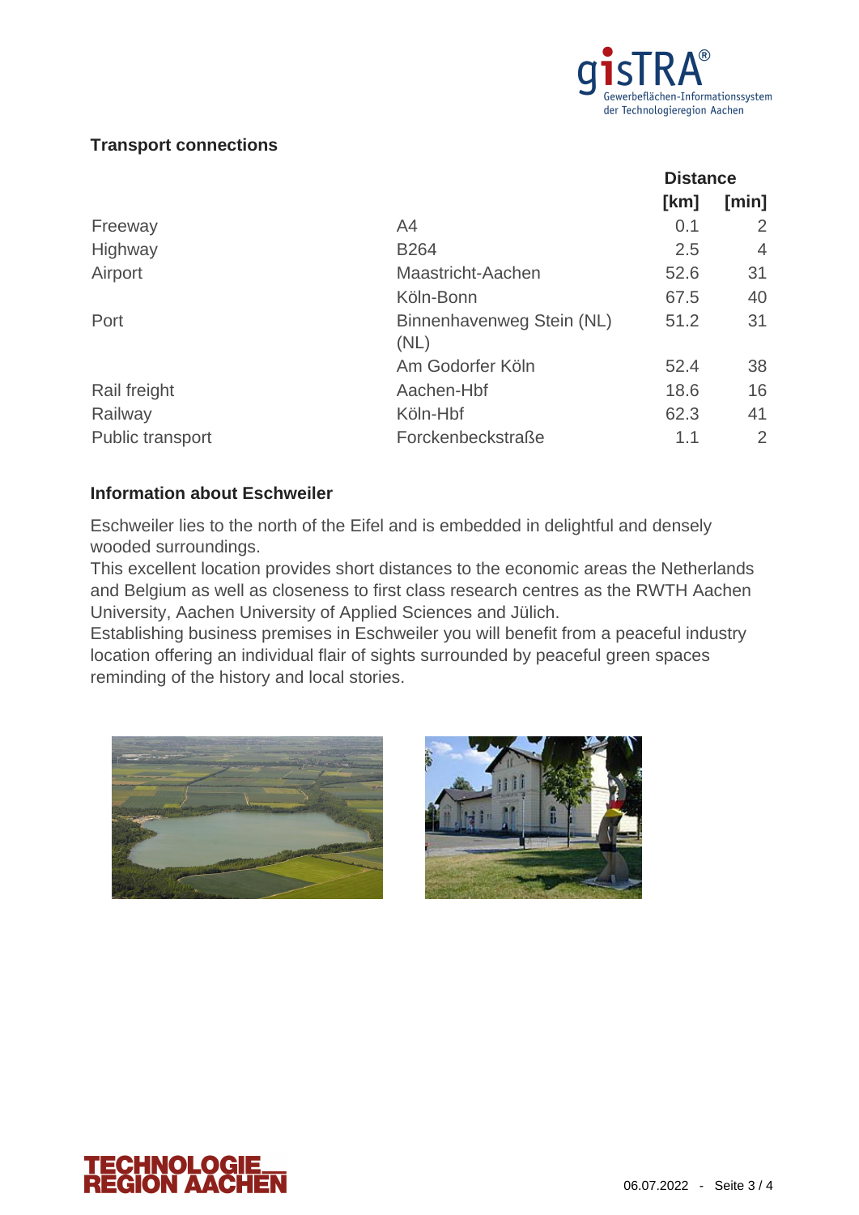## Transport connections

| | | Distance | |
|---|---|---|---|
| | | [km] | [min] |
| Freeway | A4 | 0.1 | 2 |
| Highway | B264 | 2.5 | 4 |
| Airport | Maastricht-Aachen | 52.6 | 31 |
| | Köln-Bonn | 67.5 | 40 |
| Port | Binnenhavenweg Stein (NL) (NL) | 51.2 | 31 |
| | Am Godorfer Köln | 52.4 | 38 |
| Rail freight | Aachen-Hbf | 18.6 | 16 |
| Railway | Köln-Hbf | 62.3 | 41 |
| Public transport | Forckenbeckstraße | 1.1 | 2 |

## Information about Eschweiler

Eschweiler lies to the north of the Eifel and is embedded in delightful and densely wooded surroundings.
This excellent location provides short distances to the economic areas the Netherlands and Belgium as well as closeness to first class research centres as the RWTH Aachen University, Aachen University of Applied Sciences and Jülich.
Establishing business premises in Eschweiler you will benefit from a peaceful industry location offering an individual flair of sights surrounded by peaceful green spaces reminding of the history and local stories.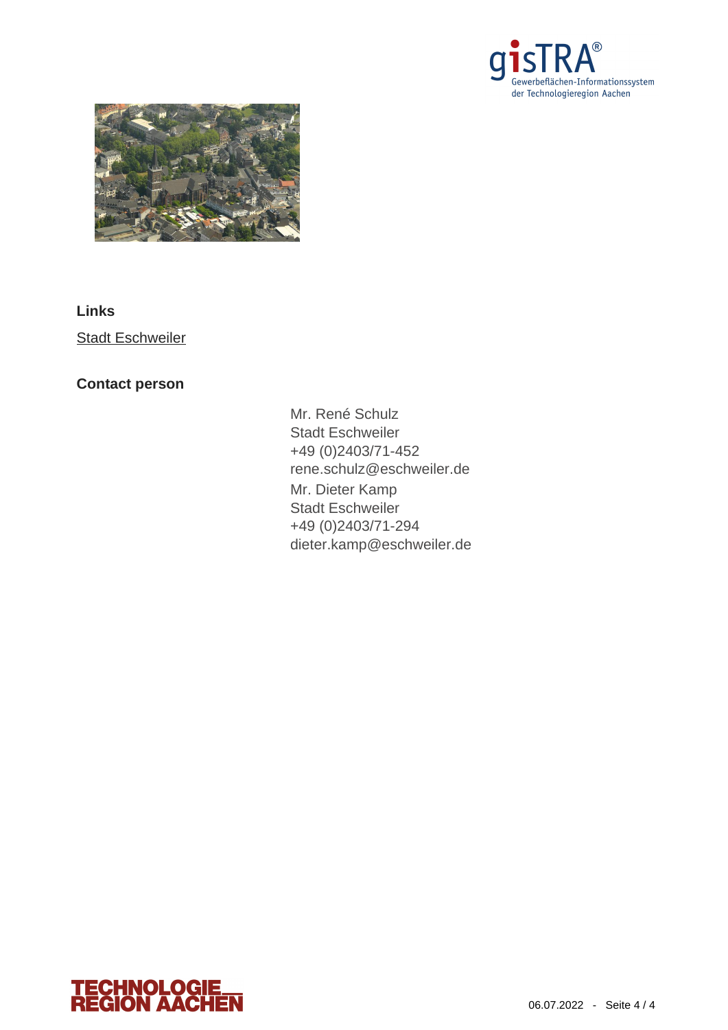## Links

Stadt Eschweiler

## Contact person

Mr. René Schulz
Stadt Eschweiler
+49 (0)2403/71-452
rene.schulz@eschweiler.de

Mr. Dieter Kamp
Stadt Eschweiler
+49 (0)2403/71-294
dieter.kamp@eschweiler.de